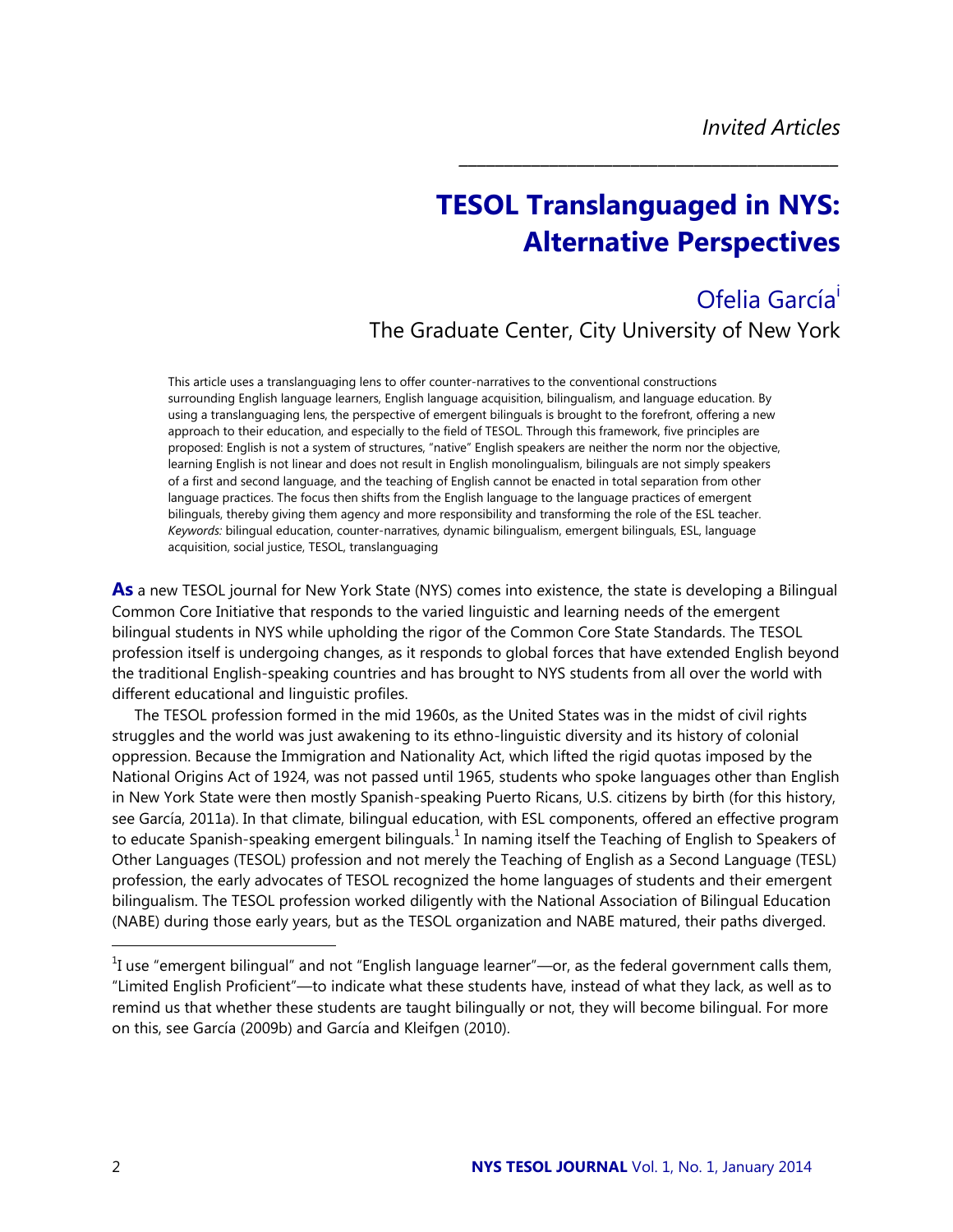*Invited Articles*

# TESOL Translanguaged in NYS: Alternative Perspectives

Ofelia García[i]

The Graduate Center, City University of New York

This article uses a translanguaging lens to offer counter-narratives to the conventional constructions surrounding English language learners, English language acquisition, bilingualism, and language education. By using a translanguaging lens, the perspective of emergent bilinguals is brought to the forefront, offering a new approach to their education, and especially to the field of TESOL. Through this framework, five principles are proposed: English is not a system of structures, "native" English speakers are neither the norm nor the objective, learning English is not linear and does not result in English monolingualism, bilinguals are not simply speakers of a first and second language, and the teaching of English cannot be enacted in total separation from other language practices. The focus then shifts from the English language to the language practices of emergent bilinguals, thereby giving them agency and more responsibility and transforming the role of the ESL teacher. *Keywords:* bilingual education, counter-narratives, dynamic bilingualism, emergent bilinguals, ESL, language acquisition, social justice, TESOL, translanguaging

**As** a new TESOL journal for New York State (NYS) comes into existence, the state is developing a Bilingual Common Core Initiative that responds to the varied linguistic and learning needs of the emergent bilingual students in NYS while upholding the rigor of the Common Core State Standards. The TESOL profession itself is undergoing changes, as it responds to global forces that have extended English beyond the traditional English-speaking countries and has brought to NYS students from all over the world with different educational and linguistic profiles.

The TESOL profession formed in the mid 1960s, as the United States was in the midst of civil rights struggles and the world was just awakening to its ethno-linguistic diversity and its history of colonial oppression. Because the Immigration and Nationality Act, which lifted the rigid quotas imposed by the National Origins Act of 1924, was not passed until 1965, students who spoke languages other than English in New York State were then mostly Spanish-speaking Puerto Ricans, U.S. citizens by birth (for this history, see García, 2011a). In that climate, bilingual education, with ESL components, offered an effective program to educate Spanish-speaking emergent bilinguals.[1] In naming itself the Teaching of English to Speakers of Other Languages (TESOL) profession and not merely the Teaching of English as a Second Language (TESL) profession, the early advocates of TESOL recognized the home languages of students and their emergent bilingualism. The TESOL profession worked diligently with the National Association of Bilingual Education (NABE) during those early years, but as the TESOL organization and NABE matured, their paths diverged.

[1] I use "emergent bilingual" and not "English language learner"—or, as the federal government calls them, "Limited English Proficient"—to indicate what these students have, instead of what they lack, as well as to remind us that whether these students are taught bilingually or not, they will become bilingual. For more on this, see García (2009b) and García and Kleifgen (2010).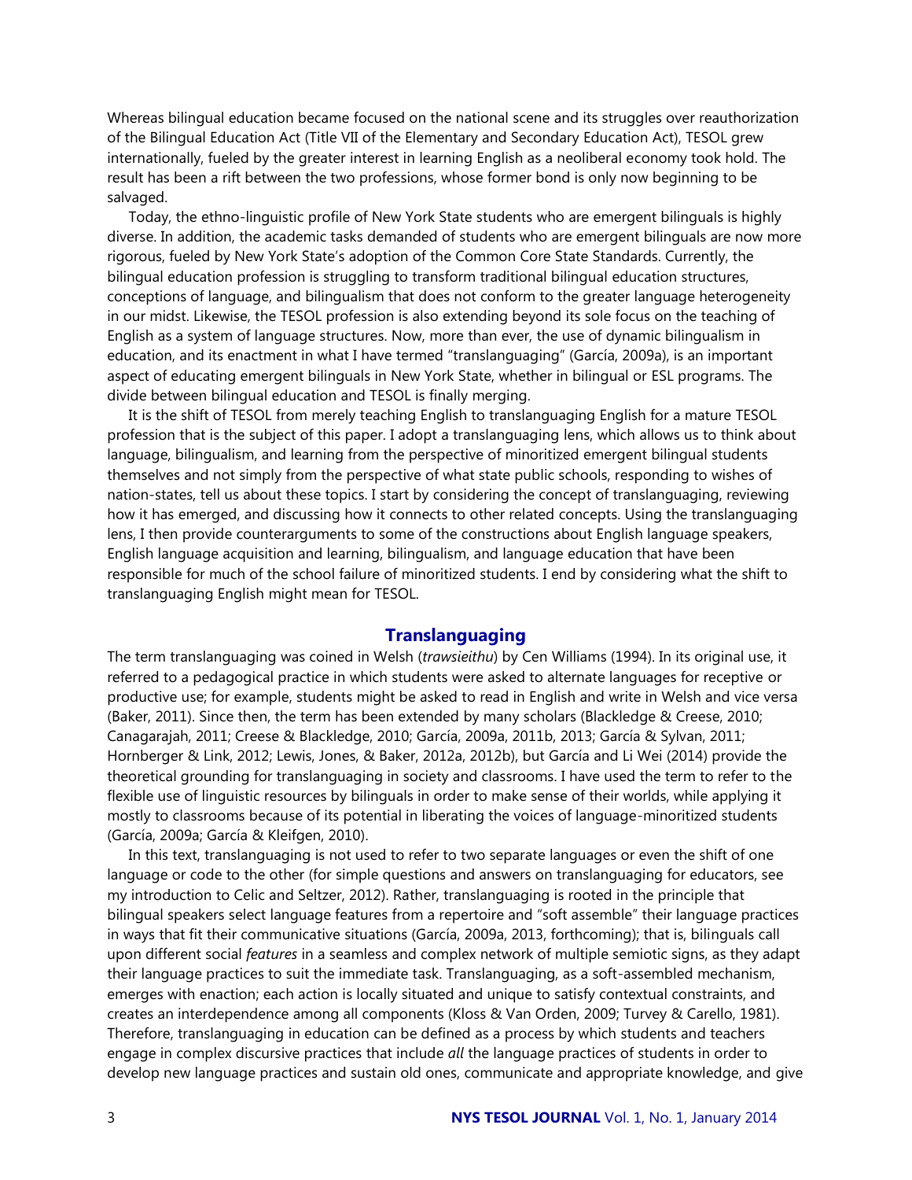Whereas bilingual education became focused on the national scene and its struggles over reauthorization of the Bilingual Education Act (Title VII of the Elementary and Secondary Education Act), TESOL grew internationally, fueled by the greater interest in learning English as a neoliberal economy took hold. The result has been a rift between the two professions, whose former bond is only now beginning to be salvaged.

Today, the ethno-linguistic profile of New York State students who are emergent bilinguals is highly diverse. In addition, the academic tasks demanded of students who are emergent bilinguals are now more rigorous, fueled by New York State's adoption of the Common Core State Standards. Currently, the bilingual education profession is struggling to transform traditional bilingual education structures, conceptions of language, and bilingualism that does not conform to the greater language heterogeneity in our midst. Likewise, the TESOL profession is also extending beyond its sole focus on the teaching of English as a system of language structures. Now, more than ever, the use of dynamic bilingualism in education, and its enactment in what I have termed "translanguaging" (García, 2009a), is an important aspect of educating emergent bilinguals in New York State, whether in bilingual or ESL programs. The divide between bilingual education and TESOL is finally merging.

It is the shift of TESOL from merely teaching English to translanguaging English for a mature TESOL profession that is the subject of this paper. I adopt a translanguaging lens, which allows us to think about language, bilingualism, and learning from the perspective of minoritized emergent bilingual students themselves and not simply from the perspective of what state public schools, responding to wishes of nation-states, tell us about these topics. I start by considering the concept of translanguaging, reviewing how it has emerged, and discussing how it connects to other related concepts. Using the translanguaging lens, I then provide counterarguments to some of the constructions about English language speakers, English language acquisition and learning, bilingualism, and language education that have been responsible for much of the school failure of minoritized students. I end by considering what the shift to translanguaging English might mean for TESOL.

## Translanguaging

The term translanguaging was coined in Welsh (*trawsieithu*) by Cen Williams (1994). In its original use, it referred to a pedagogical practice in which students were asked to alternate languages for receptive or productive use; for example, students might be asked to read in English and write in Welsh and vice versa (Baker, 2011). Since then, the term has been extended by many scholars (Blackledge & Creese, 2010; Canagarajah, 2011; Creese & Blackledge, 2010; García, 2009a, 2011b, 2013; García & Sylvan, 2011; Hornberger & Link, 2012; Lewis, Jones, & Baker, 2012a, 2012b), but García and Li Wei (2014) provide the theoretical grounding for translanguaging in society and classrooms. I have used the term to refer to the flexible use of linguistic resources by bilinguals in order to make sense of their worlds, while applying it mostly to classrooms because of its potential in liberating the voices of language-minoritized students (García, 2009a; García & Kleifgen, 2010).

In this text, translanguaging is not used to refer to two separate languages or even the shift of one language or code to the other (for simple questions and answers on translanguaging for educators, see my introduction to Celic and Seltzer, 2012). Rather, translanguaging is rooted in the principle that bilingual speakers select language features from a repertoire and "soft assemble" their language practices in ways that fit their communicative situations (García, 2009a, 2013, forthcoming); that is, bilinguals call upon different social *features* in a seamless and complex network of multiple semiotic signs, as they adapt their language practices to suit the immediate task. Translanguaging, as a soft-assembled mechanism, emerges with enaction; each action is locally situated and unique to satisfy contextual constraints, and creates an interdependence among all components (Kloss & Van Orden, 2009; Turvey & Carello, 1981). Therefore, translanguaging in education can be defined as a process by which students and teachers engage in complex discursive practices that include *all* the language practices of students in order to develop new language practices and sustain old ones, communicate and appropriate knowledge, and give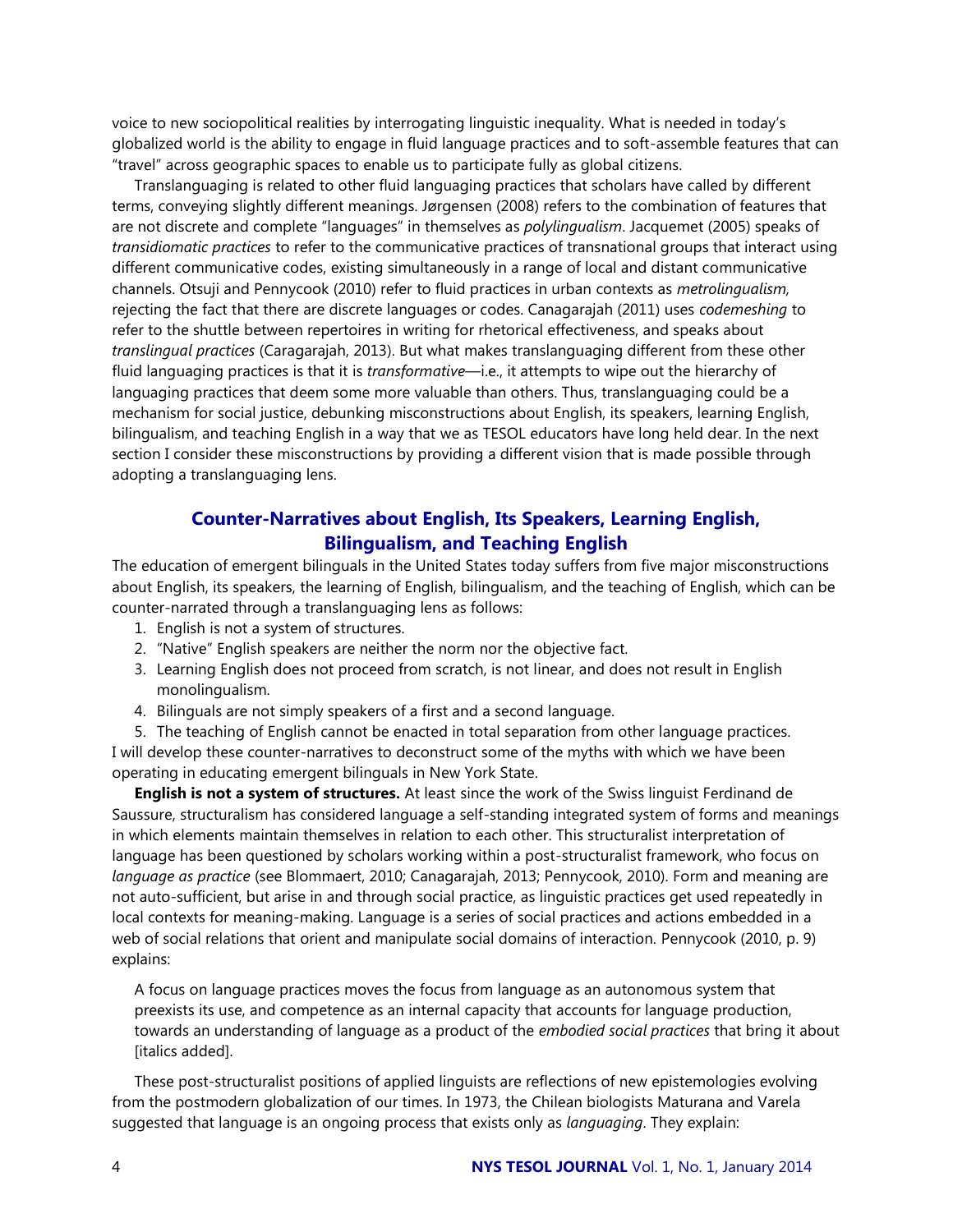voice to new sociopolitical realities by interrogating linguistic inequality. What is needed in today's globalized world is the ability to engage in fluid language practices and to soft-assemble features that can "travel" across geographic spaces to enable us to participate fully as global citizens.

Translanguaging is related to other fluid languaging practices that scholars have called by different terms, conveying slightly different meanings. Jørgensen (2008) refers to the combination of features that are not discrete and complete "languages" in themselves as *polylingualism*. Jacquemet (2005) speaks of *transidiomatic practices* to refer to the communicative practices of transnational groups that interact using different communicative codes, existing simultaneously in a range of local and distant communicative channels. Otsuji and Pennycook (2010) refer to fluid practices in urban contexts as *metrolingualism,* rejecting the fact that there are discrete languages or codes. Canagarajah (2011) uses *codemeshing* to refer to the shuttle between repertoires in writing for rhetorical effectiveness, and speaks about *translingual practices* (Caragarajah, 2013). But what makes translanguaging different from these other fluid languaging practices is that it is *transformative*—i.e., it attempts to wipe out the hierarchy of languaging practices that deem some more valuable than others. Thus, translanguaging could be a mechanism for social justice, debunking misconstructions about English, its speakers, learning English, bilingualism, and teaching English in a way that we as TESOL educators have long held dear. In the next section I consider these misconstructions by providing a different vision that is made possible through adopting a translanguaging lens.

## Counter-Narratives about English, Its Speakers, Learning English, Bilingualism, and Teaching English

The education of emergent bilinguals in the United States today suffers from five major misconstructions about English, its speakers, the learning of English, bilingualism, and the teaching of English, which can be counter-narrated through a translanguaging lens as follows:

1. English is not a system of structures.
2. "Native" English speakers are neither the norm nor the objective fact.
3. Learning English does not proceed from scratch, is not linear, and does not result in English monolingualism.
4. Bilinguals are not simply speakers of a first and a second language.
5. The teaching of English cannot be enacted in total separation from other language practices.

I will develop these counter-narratives to deconstruct some of the myths with which we have been operating in educating emergent bilinguals in New York State.

**English is not a system of structures.** At least since the work of the Swiss linguist Ferdinand de Saussure, structuralism has considered language a self-standing integrated system of forms and meanings in which elements maintain themselves in relation to each other. This structuralist interpretation of language has been questioned by scholars working within a post-structuralist framework, who focus on *language as practice* (see Blommaert, 2010; Canagarajah, 2013; Pennycook, 2010). Form and meaning are not auto-sufficient, but arise in and through social practice, as linguistic practices get used repeatedly in local contexts for meaning-making. Language is a series of social practices and actions embedded in a web of social relations that orient and manipulate social domains of interaction. Pennycook (2010, p. 9) explains:

> A focus on language practices moves the focus from language as an autonomous system that preexists its use, and competence as an internal capacity that accounts for language production, towards an understanding of language as a product of the *embodied social practices* that bring it about [italics added].

These post-structuralist positions of applied linguists are reflections of new epistemologies evolving from the postmodern globalization of our times. In 1973, the Chilean biologists Maturana and Varela suggested that language is an ongoing process that exists only as *languaging*. They explain: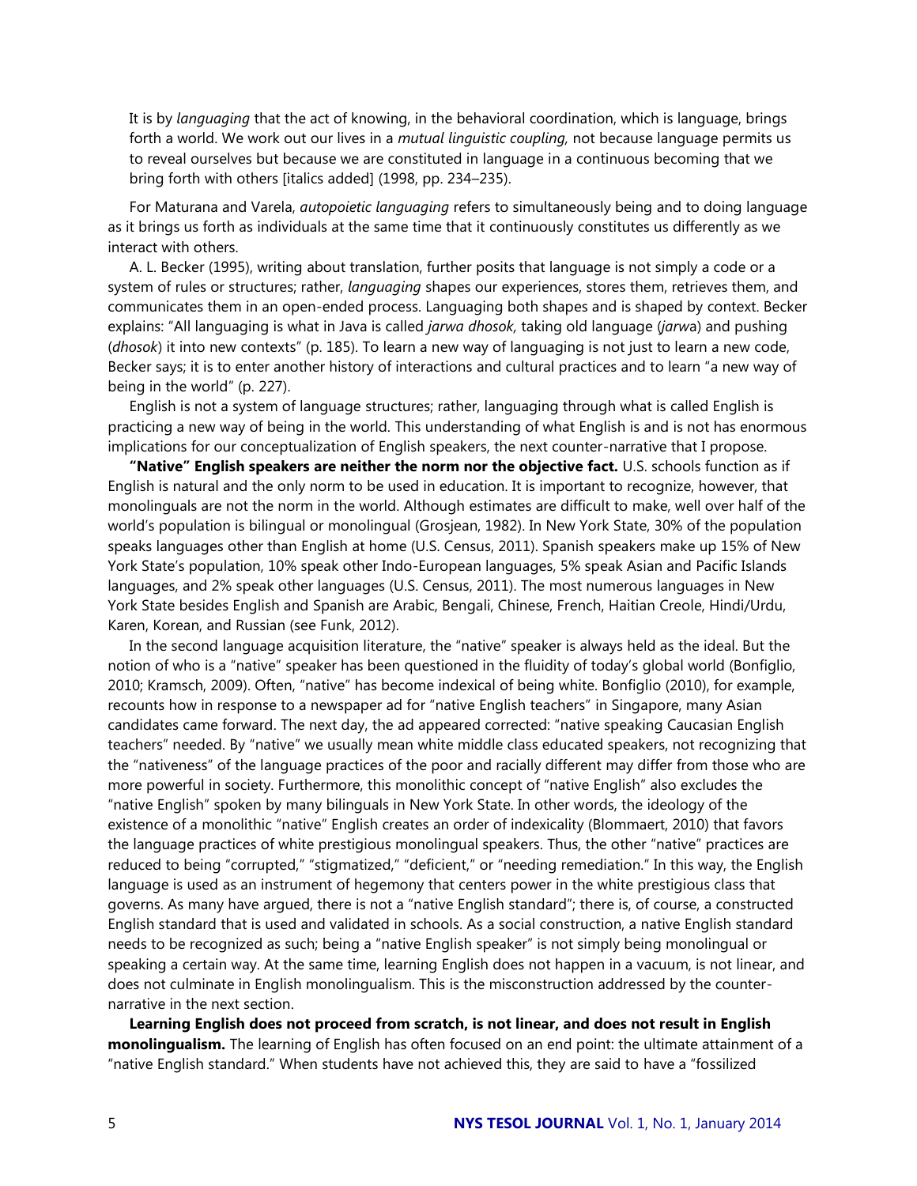> It is by *languaging* that the act of knowing, in the behavioral coordination, which is language, brings forth a world. We work out our lives in a *mutual linguistic coupling,* not because language permits us to reveal ourselves but because we are constituted in language in a continuous becoming that we bring forth with others [italics added] (1998, pp. 234–235).

For Maturana and Varela, *autopoietic languaging* refers to simultaneously being and to doing language as it brings us forth as individuals at the same time that it continuously constitutes us differently as we interact with others.

A. L. Becker (1995), writing about translation, further posits that language is not simply a code or a system of rules or structures; rather, *languaging* shapes our experiences, stores them, retrieves them, and communicates them in an open-ended process. Languaging both shapes and is shaped by context. Becker explains: "All languaging is what in Java is called *jarwa dhosok,* taking old language (*jarwa*) and pushing (*dhosok*) it into new contexts" (p. 185). To learn a new way of languaging is not just to learn a new code, Becker says; it is to enter another history of interactions and cultural practices and to learn "a new way of being in the world" (p. 227).

English is not a system of language structures; rather, languaging through what is called English is practicing a new way of being in the world. This understanding of what English is and is not has enormous implications for our conceptualization of English speakers, the next counter-narrative that I propose.

**"Native" English speakers are neither the norm nor the objective fact.** U.S. schools function as if English is natural and the only norm to be used in education. It is important to recognize, however, that monolinguals are not the norm in the world. Although estimates are difficult to make, well over half of the world's population is bilingual or monolingual (Grosjean, 1982). In New York State, 30% of the population speaks languages other than English at home (U.S. Census, 2011). Spanish speakers make up 15% of New York State's population, 10% speak other Indo-European languages, 5% speak Asian and Pacific Islands languages, and 2% speak other languages (U.S. Census, 2011). The most numerous languages in New York State besides English and Spanish are Arabic, Bengali, Chinese, French, Haitian Creole, Hindi/Urdu, Karen, Korean, and Russian (see Funk, 2012).

In the second language acquisition literature, the "native" speaker is always held as the ideal. But the notion of who is a "native" speaker has been questioned in the fluidity of today's global world (Bonfiglio, 2010; Kramsch, 2009). Often, "native" has become indexical of being white. Bonfiglio (2010), for example, recounts how in response to a newspaper ad for "native English teachers" in Singapore, many Asian candidates came forward. The next day, the ad appeared corrected: "native speaking Caucasian English teachers" needed. By "native" we usually mean white middle class educated speakers, not recognizing that the "nativeness" of the language practices of the poor and racially different may differ from those who are more powerful in society. Furthermore, this monolithic concept of "native English" also excludes the "native English" spoken by many bilinguals in New York State. In other words, the ideology of the existence of a monolithic "native" English creates an order of indexicality (Blommaert, 2010) that favors the language practices of white prestigious monolingual speakers. Thus, the other "native" practices are reduced to being "corrupted," "stigmatized," "deficient," or "needing remediation." In this way, the English language is used as an instrument of hegemony that centers power in the white prestigious class that governs. As many have argued, there is not a "native English standard"; there is, of course, a constructed English standard that is used and validated in schools. As a social construction, a native English standard needs to be recognized as such; being a "native English speaker" is not simply being monolingual or speaking a certain way. At the same time, learning English does not happen in a vacuum, is not linear, and does not culminate in English monolingualism. This is the misconstruction addressed by the counter-narrative in the next section.

**Learning English does not proceed from scratch, is not linear, and does not result in English monolingualism.** The learning of English has often focused on an end point: the ultimate attainment of a "native English standard." When students have not achieved this, they are said to have a "fossilized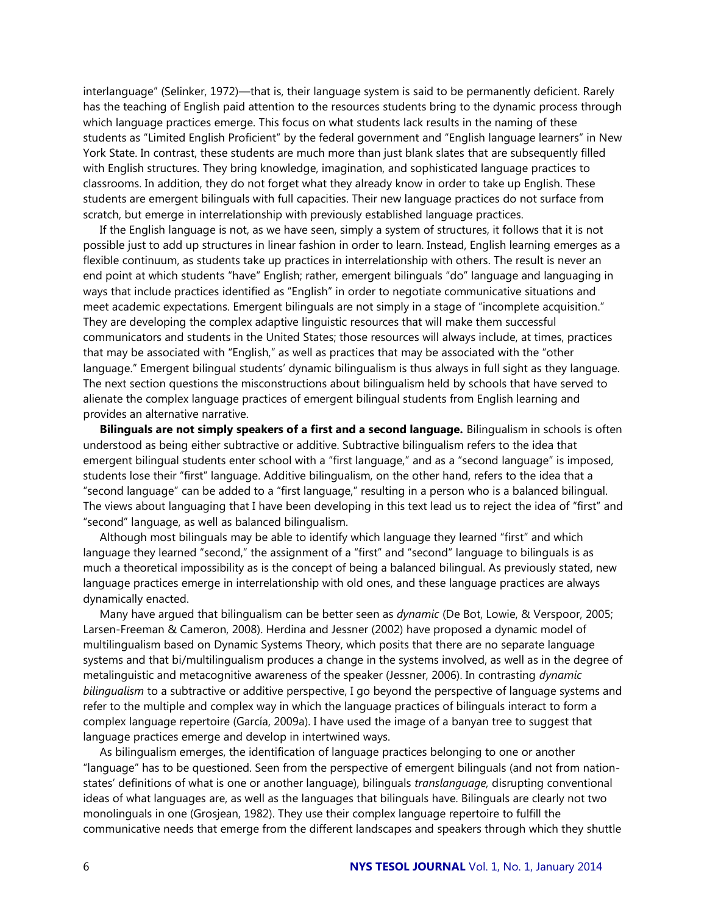interlanguage" (Selinker, 1972)—that is, their language system is said to be permanently deficient. Rarely has the teaching of English paid attention to the resources students bring to the dynamic process through which language practices emerge. This focus on what students lack results in the naming of these students as "Limited English Proficient" by the federal government and "English language learners" in New York State. In contrast, these students are much more than just blank slates that are subsequently filled with English structures. They bring knowledge, imagination, and sophisticated language practices to classrooms. In addition, they do not forget what they already know in order to take up English. These students are emergent bilinguals with full capacities. Their new language practices do not surface from scratch, but emerge in interrelationship with previously established language practices.

If the English language is not, as we have seen, simply a system of structures, it follows that it is not possible just to add up structures in linear fashion in order to learn. Instead, English learning emerges as a flexible continuum, as students take up practices in interrelationship with others. The result is never an end point at which students "have" English; rather, emergent bilinguals "do" language and languaging in ways that include practices identified as "English" in order to negotiate communicative situations and meet academic expectations. Emergent bilinguals are not simply in a stage of "incomplete acquisition." They are developing the complex adaptive linguistic resources that will make them successful communicators and students in the United States; those resources will always include, at times, practices that may be associated with "English," as well as practices that may be associated with the "other language." Emergent bilingual students' dynamic bilingualism is thus always in full sight as they language. The next section questions the misconstructions about bilingualism held by schools that have served to alienate the complex language practices of emergent bilingual students from English learning and provides an alternative narrative.

**Bilinguals are not simply speakers of a first and a second language.** Bilingualism in schools is often understood as being either subtractive or additive. Subtractive bilingualism refers to the idea that emergent bilingual students enter school with a "first language," and as a "second language" is imposed, students lose their "first" language. Additive bilingualism, on the other hand, refers to the idea that a "second language" can be added to a "first language," resulting in a person who is a balanced bilingual. The views about languaging that I have been developing in this text lead us to reject the idea of "first" and "second" language, as well as balanced bilingualism.

Although most bilinguals may be able to identify which language they learned "first" and which language they learned "second," the assignment of a "first" and "second" language to bilinguals is as much a theoretical impossibility as is the concept of being a balanced bilingual. As previously stated, new language practices emerge in interrelationship with old ones, and these language practices are always dynamically enacted.

Many have argued that bilingualism can be better seen as *dynamic* (De Bot, Lowie, & Verspoor, 2005; Larsen-Freeman & Cameron, 2008). Herdina and Jessner (2002) have proposed a dynamic model of multilingualism based on Dynamic Systems Theory, which posits that there are no separate language systems and that bi/multilingualism produces a change in the systems involved, as well as in the degree of metalinguistic and metacognitive awareness of the speaker (Jessner, 2006). In contrasting *dynamic bilingualism* to a subtractive or additive perspective, I go beyond the perspective of language systems and refer to the multiple and complex way in which the language practices of bilinguals interact to form a complex language repertoire (García, 2009a). I have used the image of a banyan tree to suggest that language practices emerge and develop in intertwined ways.

As bilingualism emerges, the identification of language practices belonging to one or another "language" has to be questioned. Seen from the perspective of emergent bilinguals (and not from nation-states' definitions of what is one or another language), bilinguals *translanguage,* disrupting conventional ideas of what languages are, as well as the languages that bilinguals have. Bilinguals are clearly not two monolinguals in one (Grosjean, 1982). They use their complex language repertoire to fulfill the communicative needs that emerge from the different landscapes and speakers through which they shuttle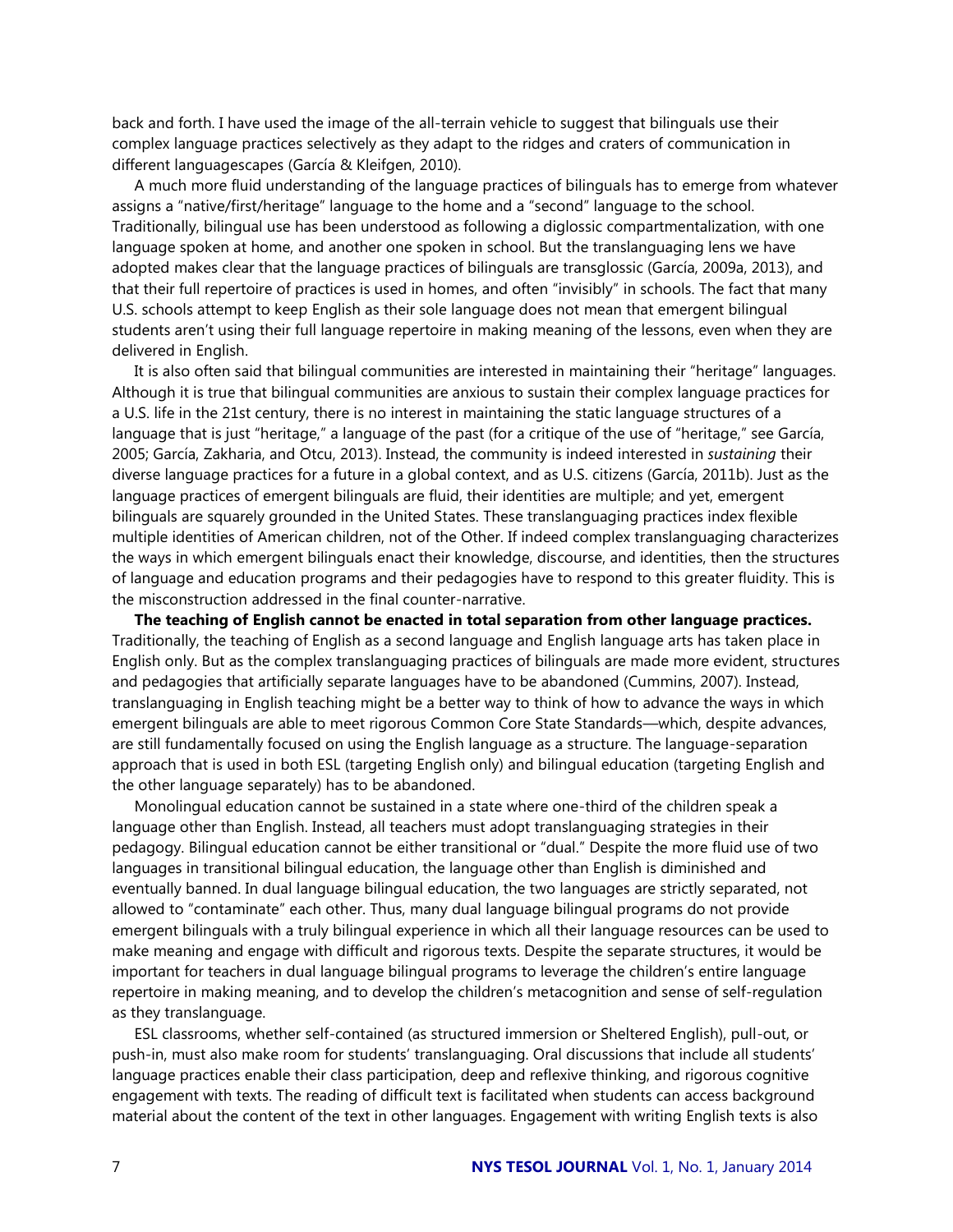back and forth. I have used the image of the all-terrain vehicle to suggest that bilinguals use their complex language practices selectively as they adapt to the ridges and craters of communication in different languagescapes (García & Kleifgen, 2010).

A much more fluid understanding of the language practices of bilinguals has to emerge from whatever assigns a "native/first/heritage" language to the home and a "second" language to the school. Traditionally, bilingual use has been understood as following a diglossic compartmentalization, with one language spoken at home, and another one spoken in school. But the translanguaging lens we have adopted makes clear that the language practices of bilinguals are transglossic (García, 2009a, 2013), and that their full repertoire of practices is used in homes, and often "invisibly" in schools. The fact that many U.S. schools attempt to keep English as their sole language does not mean that emergent bilingual students aren't using their full language repertoire in making meaning of the lessons, even when they are delivered in English.

It is also often said that bilingual communities are interested in maintaining their "heritage" languages. Although it is true that bilingual communities are anxious to sustain their complex language practices for a U.S. life in the 21st century, there is no interest in maintaining the static language structures of a language that is just "heritage," a language of the past (for a critique of the use of "heritage," see García, 2005; García, Zakharia, and Otcu, 2013). Instead, the community is indeed interested in *sustaining* their diverse language practices for a future in a global context, and as U.S. citizens (García, 2011b). Just as the language practices of emergent bilinguals are fluid, their identities are multiple; and yet, emergent bilinguals are squarely grounded in the United States. These translanguaging practices index flexible multiple identities of American children, not of the Other. If indeed complex translanguaging characterizes the ways in which emergent bilinguals enact their knowledge, discourse, and identities, then the structures of language and education programs and their pedagogies have to respond to this greater fluidity. This is the misconstruction addressed in the final counter-narrative.

**The teaching of English cannot be enacted in total separation from other language practices.** Traditionally, the teaching of English as a second language and English language arts has taken place in English only. But as the complex translanguaging practices of bilinguals are made more evident, structures and pedagogies that artificially separate languages have to be abandoned (Cummins, 2007). Instead, translanguaging in English teaching might be a better way to think of how to advance the ways in which emergent bilinguals are able to meet rigorous Common Core State Standards—which, despite advances, are still fundamentally focused on using the English language as a structure. The language-separation approach that is used in both ESL (targeting English only) and bilingual education (targeting English and the other language separately) has to be abandoned.

Monolingual education cannot be sustained in a state where one-third of the children speak a language other than English. Instead, all teachers must adopt translanguaging strategies in their pedagogy. Bilingual education cannot be either transitional or "dual." Despite the more fluid use of two languages in transitional bilingual education, the language other than English is diminished and eventually banned. In dual language bilingual education, the two languages are strictly separated, not allowed to "contaminate" each other. Thus, many dual language bilingual programs do not provide emergent bilinguals with a truly bilingual experience in which all their language resources can be used to make meaning and engage with difficult and rigorous texts. Despite the separate structures, it would be important for teachers in dual language bilingual programs to leverage the children's entire language repertoire in making meaning, and to develop the children's metacognition and sense of self-regulation as they translanguage.

ESL classrooms, whether self-contained (as structured immersion or Sheltered English), pull-out, or push-in, must also make room for students' translanguaging. Oral discussions that include all students' language practices enable their class participation, deep and reflexive thinking, and rigorous cognitive engagement with texts. The reading of difficult text is facilitated when students can access background material about the content of the text in other languages. Engagement with writing English texts is also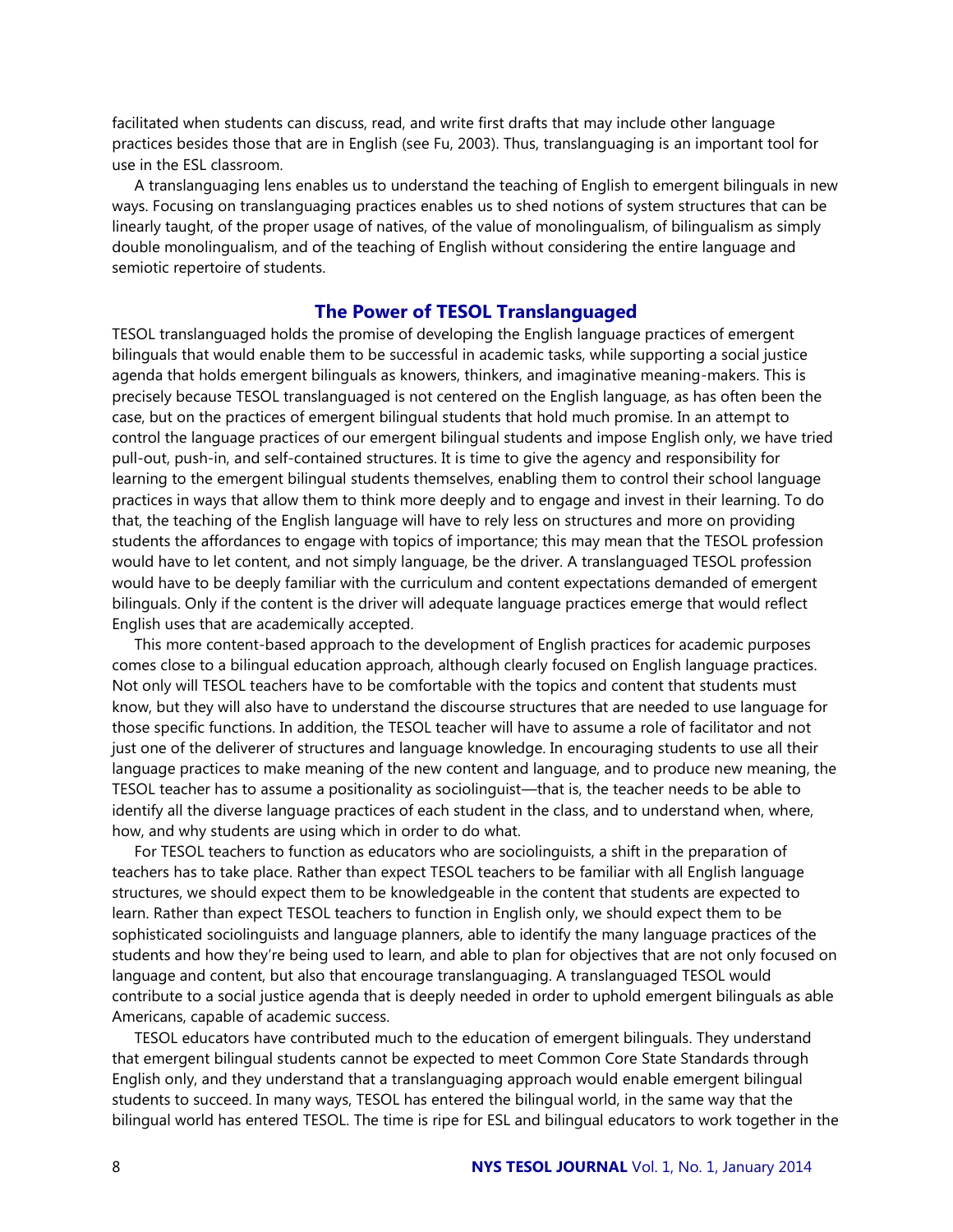facilitated when students can discuss, read, and write first drafts that may include other language practices besides those that are in English (see Fu, 2003). Thus, translanguaging is an important tool for use in the ESL classroom.

A translanguaging lens enables us to understand the teaching of English to emergent bilinguals in new ways. Focusing on translanguaging practices enables us to shed notions of system structures that can be linearly taught, of the proper usage of natives, of the value of monolingualism, of bilingualism as simply double monolingualism, and of the teaching of English without considering the entire language and semiotic repertoire of students.

## The Power of TESOL Translanguaged

TESOL translanguaged holds the promise of developing the English language practices of emergent bilinguals that would enable them to be successful in academic tasks, while supporting a social justice agenda that holds emergent bilinguals as knowers, thinkers, and imaginative meaning-makers. This is precisely because TESOL translanguaged is not centered on the English language, as has often been the case, but on the practices of emergent bilingual students that hold much promise. In an attempt to control the language practices of our emergent bilingual students and impose English only, we have tried pull-out, push-in, and self-contained structures. It is time to give the agency and responsibility for learning to the emergent bilingual students themselves, enabling them to control their school language practices in ways that allow them to think more deeply and to engage and invest in their learning. To do that, the teaching of the English language will have to rely less on structures and more on providing students the affordances to engage with topics of importance; this may mean that the TESOL profession would have to let content, and not simply language, be the driver. A translanguaged TESOL profession would have to be deeply familiar with the curriculum and content expectations demanded of emergent bilinguals. Only if the content is the driver will adequate language practices emerge that would reflect English uses that are academically accepted.

This more content-based approach to the development of English practices for academic purposes comes close to a bilingual education approach, although clearly focused on English language practices. Not only will TESOL teachers have to be comfortable with the topics and content that students must know, but they will also have to understand the discourse structures that are needed to use language for those specific functions. In addition, the TESOL teacher will have to assume a role of facilitator and not just one of the deliverer of structures and language knowledge. In encouraging students to use all their language practices to make meaning of the new content and language, and to produce new meaning, the TESOL teacher has to assume a positionality as sociolinguist—that is, the teacher needs to be able to identify all the diverse language practices of each student in the class, and to understand when, where, how, and why students are using which in order to do what.

For TESOL teachers to function as educators who are sociolinguists, a shift in the preparation of teachers has to take place. Rather than expect TESOL teachers to be familiar with all English language structures, we should expect them to be knowledgeable in the content that students are expected to learn. Rather than expect TESOL teachers to function in English only, we should expect them to be sophisticated sociolinguists and language planners, able to identify the many language practices of the students and how they're being used to learn, and able to plan for objectives that are not only focused on language and content, but also that encourage translanguaging. A translanguaged TESOL would contribute to a social justice agenda that is deeply needed in order to uphold emergent bilinguals as able Americans, capable of academic success.

TESOL educators have contributed much to the education of emergent bilinguals. They understand that emergent bilingual students cannot be expected to meet Common Core State Standards through English only, and they understand that a translanguaging approach would enable emergent bilingual students to succeed. In many ways, TESOL has entered the bilingual world, in the same way that the bilingual world has entered TESOL. The time is ripe for ESL and bilingual educators to work together in the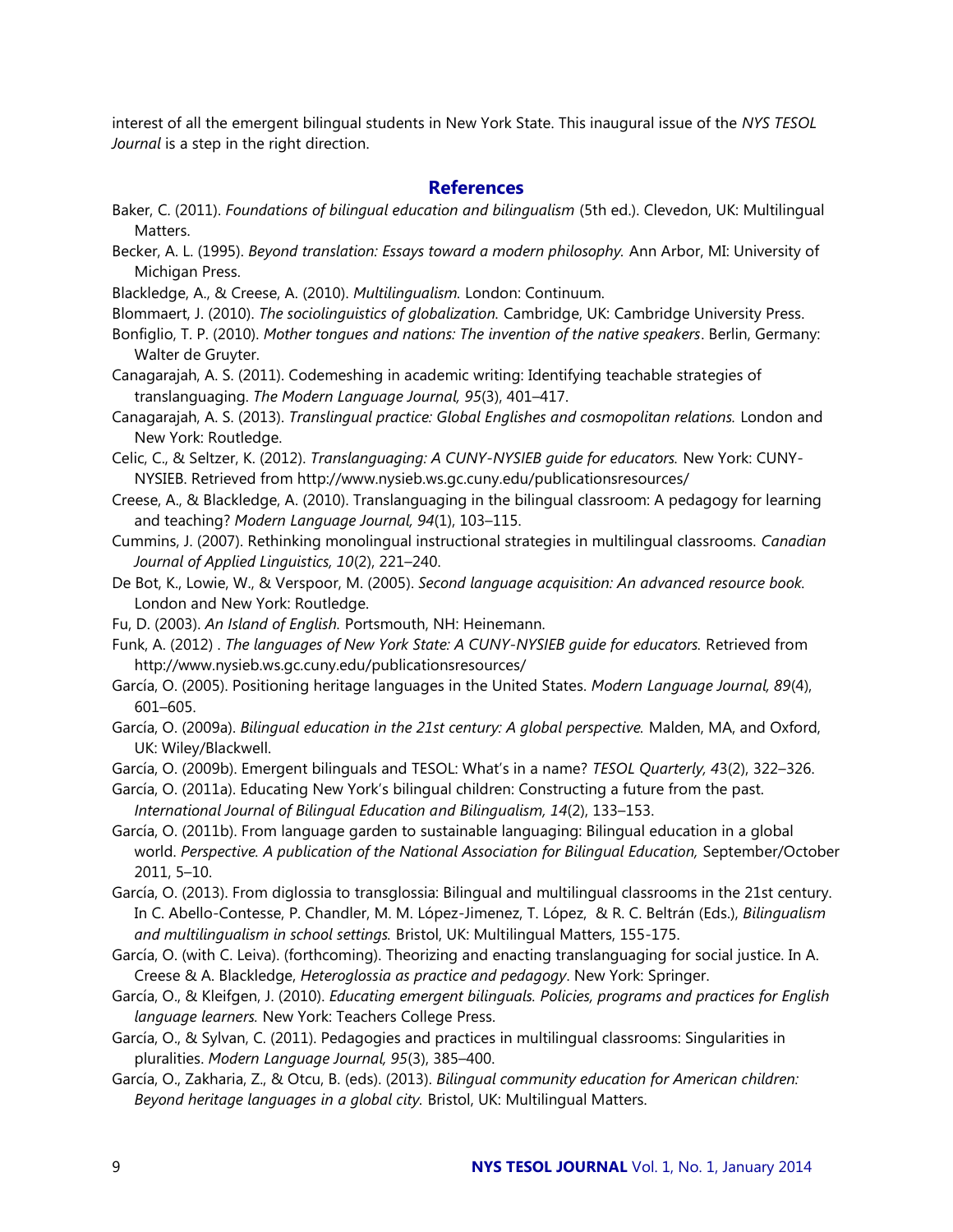interest of all the emergent bilingual students in New York State. This inaugural issue of the *NYS TESOL Journal* is a step in the right direction.

## References

Baker, C. (2011). *Foundations of bilingual education and bilingualism* (5th ed.). Clevedon, UK: Multilingual Matters.

Becker, A. L. (1995). *Beyond translation: Essays toward a modern philosophy.* Ann Arbor, MI: University of Michigan Press.

Blackledge, A., & Creese, A. (2010). *Multilingualism.* London: Continuum.

Blommaert, J. (2010). *The sociolinguistics of globalization.* Cambridge, UK: Cambridge University Press.

Bonfiglio, T. P. (2010). *Mother tongues and nations: The invention of the native speakers*. Berlin, Germany: Walter de Gruyter.

Canagarajah, A. S. (2011). Codemeshing in academic writing: Identifying teachable strategies of translanguaging. *The Modern Language Journal, 95*(3), 401–417.

Canagarajah, A. S. (2013). *Translingual practice: Global Englishes and cosmopolitan relations.* London and New York: Routledge.

Celic, C., & Seltzer, K. (2012). *Translanguaging: A CUNY-NYSIEB guide for educators.* New York: CUNY-NYSIEB. Retrieved from http://www.nysieb.ws.gc.cuny.edu/publicationsresources/

Creese, A., & Blackledge, A. (2010). Translanguaging in the bilingual classroom: A pedagogy for learning and teaching? *Modern Language Journal, 94*(1), 103–115.

Cummins, J. (2007). Rethinking monolingual instructional strategies in multilingual classrooms. *Canadian Journal of Applied Linguistics, 10*(2), 221–240.

De Bot, K., Lowie, W., & Verspoor, M. (2005). *Second language acquisition: An advanced resource book.* London and New York: Routledge.

Fu, D. (2003). *An Island of English.* Portsmouth, NH: Heinemann.

Funk, A. (2012) . *The languages of New York State: A CUNY-NYSIEB guide for educators.* Retrieved from http://www.nysieb.ws.gc.cuny.edu/publicationsresources/

García, O. (2005). Positioning heritage languages in the United States. *Modern Language Journal, 89*(4), 601–605.

García, O. (2009a). *Bilingual education in the 21st century: A global perspective.* Malden, MA, and Oxford, UK: Wiley/Blackwell.

García, O. (2009b). Emergent bilinguals and TESOL: What's in a name? *TESOL Quarterly, 4*3(2), 322–326.

García, O. (2011a). Educating New York's bilingual children: Constructing a future from the past. *International Journal of Bilingual Education and Bilingualism, 14*(2), 133–153.

García, O. (2011b). From language garden to sustainable languaging: Bilingual education in a global world. *Perspective. A publication of the National Association for Bilingual Education,* September/October 2011, 5–10.

García, O. (2013). From diglossia to transglossia: Bilingual and multilingual classrooms in the 21st century. In C. Abello-Contesse, P. Chandler, M. M. López-Jimenez, T. López, & R. C. Beltrán (Eds.), *Bilingualism and multilingualism in school settings.* Bristol, UK: Multilingual Matters, 155-175.

García, O. (with C. Leiva). (forthcoming). Theorizing and enacting translanguaging for social justice. In A. Creese & A. Blackledge, *Heteroglossia as practice and pedagogy*. New York: Springer.

García, O., & Kleifgen, J. (2010). *Educating emergent bilinguals. Policies, programs and practices for English language learners.* New York: Teachers College Press.

García, O., & Sylvan, C. (2011). Pedagogies and practices in multilingual classrooms: Singularities in pluralities. *Modern Language Journal, 95*(3), 385–400.

García, O., Zakharia, Z., & Otcu, B. (eds). (2013). *Bilingual community education for American children: Beyond heritage languages in a global city.* Bristol, UK: Multilingual Matters.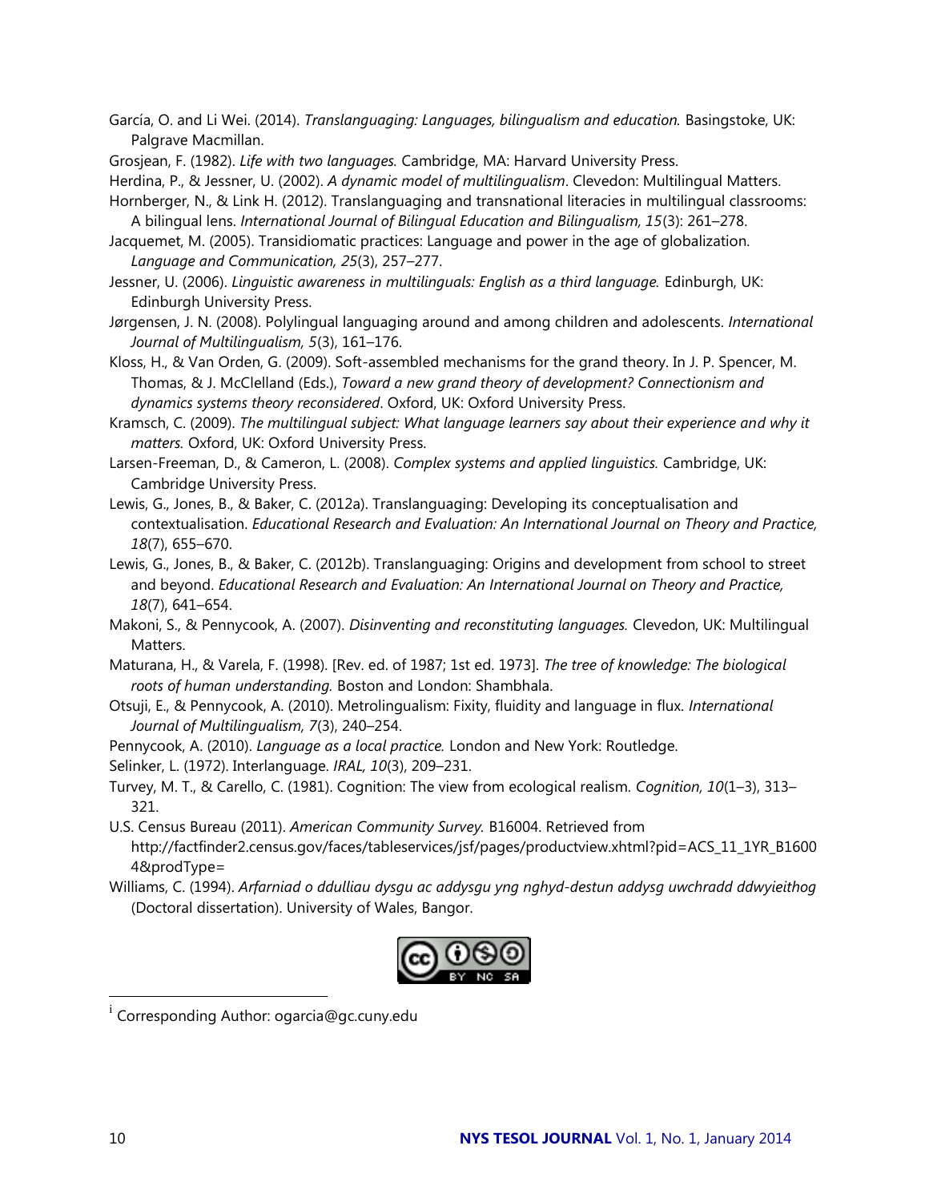García, O. and Li Wei. (2014). *Translanguaging: Languages, bilingualism and education.* Basingstoke, UK: Palgrave Macmillan.

Grosjean, F. (1982). *Life with two languages.* Cambridge, MA: Harvard University Press.

Herdina, P., & Jessner, U. (2002). *A dynamic model of multilingualism*. Clevedon: Multilingual Matters.

Hornberger, N., & Link H. (2012). Translanguaging and transnational literacies in multilingual classrooms: A bilingual lens. *International Journal of Bilingual Education and Bilingualism, 15*(3): 261–278.

Jacquemet, M. (2005). Transidiomatic practices: Language and power in the age of globalization. *Language and Communication, 25*(3), 257–277.

Jessner, U. (2006). *Linguistic awareness in multilinguals: English as a third language.* Edinburgh, UK: Edinburgh University Press.

Jørgensen, J. N. (2008). Polylingual languaging around and among children and adolescents. *International Journal of Multilingualism, 5*(3), 161–176.

Kloss, H., & Van Orden, G. (2009). Soft-assembled mechanisms for the grand theory. In J. P. Spencer, M. Thomas, & J. McClelland (Eds.), *Toward a new grand theory of development? Connectionism and dynamics systems theory reconsidered*. Oxford, UK: Oxford University Press.

Kramsch, C. (2009). *The multilingual subject: What language learners say about their experience and why it matters.* Oxford, UK: Oxford University Press.

Larsen-Freeman, D., & Cameron, L. (2008). *Complex systems and applied linguistics.* Cambridge, UK: Cambridge University Press.

Lewis, G., Jones, B., & Baker, C. (2012a). Translanguaging: Developing its conceptualisation and contextualisation. *Educational Research and Evaluation: An International Journal on Theory and Practice, 18*(7), 655–670.

Lewis, G., Jones, B., & Baker, C. (2012b). Translanguaging: Origins and development from school to street and beyond. *Educational Research and Evaluation: An International Journal on Theory and Practice, 18*(7), 641–654.

Makoni, S., & Pennycook, A. (2007). *Disinventing and reconstituting languages.* Clevedon, UK: Multilingual Matters.

Maturana, H., & Varela, F. (1998). [Rev. ed. of 1987; 1st ed. 1973]. *The tree of knowledge: The biological roots of human understanding.* Boston and London: Shambhala.

Otsuji, E., & Pennycook, A. (2010). Metrolingualism: Fixity, fluidity and language in flux. *International Journal of Multilingualism, 7*(3), 240–254.

Pennycook, A. (2010). *Language as a local practice.* London and New York: Routledge.

Selinker, L. (1972). Interlanguage. *IRAL, 10*(3), 209–231.

Turvey, M. T., & Carello, C. (1981). Cognition: The view from ecological realism. *Cognition, 10*(1–3), 313–321.

U.S. Census Bureau (2011). *American Community Survey.* B16004. Retrieved from http://factfinder2.census.gov/faces/tableservices/jsf/pages/productview.xhtml?pid=ACS_11_1YR_B16004&prodType=

Williams, C. (1994). *Arfarniad o ddulliau dysgu ac addysgu yng nghyd-destun addysg uwchradd ddwyieithog* (Doctoral dissertation). University of Wales, Bangor.

[i] Corresponding Author: ogarcia@gc.cuny.edu